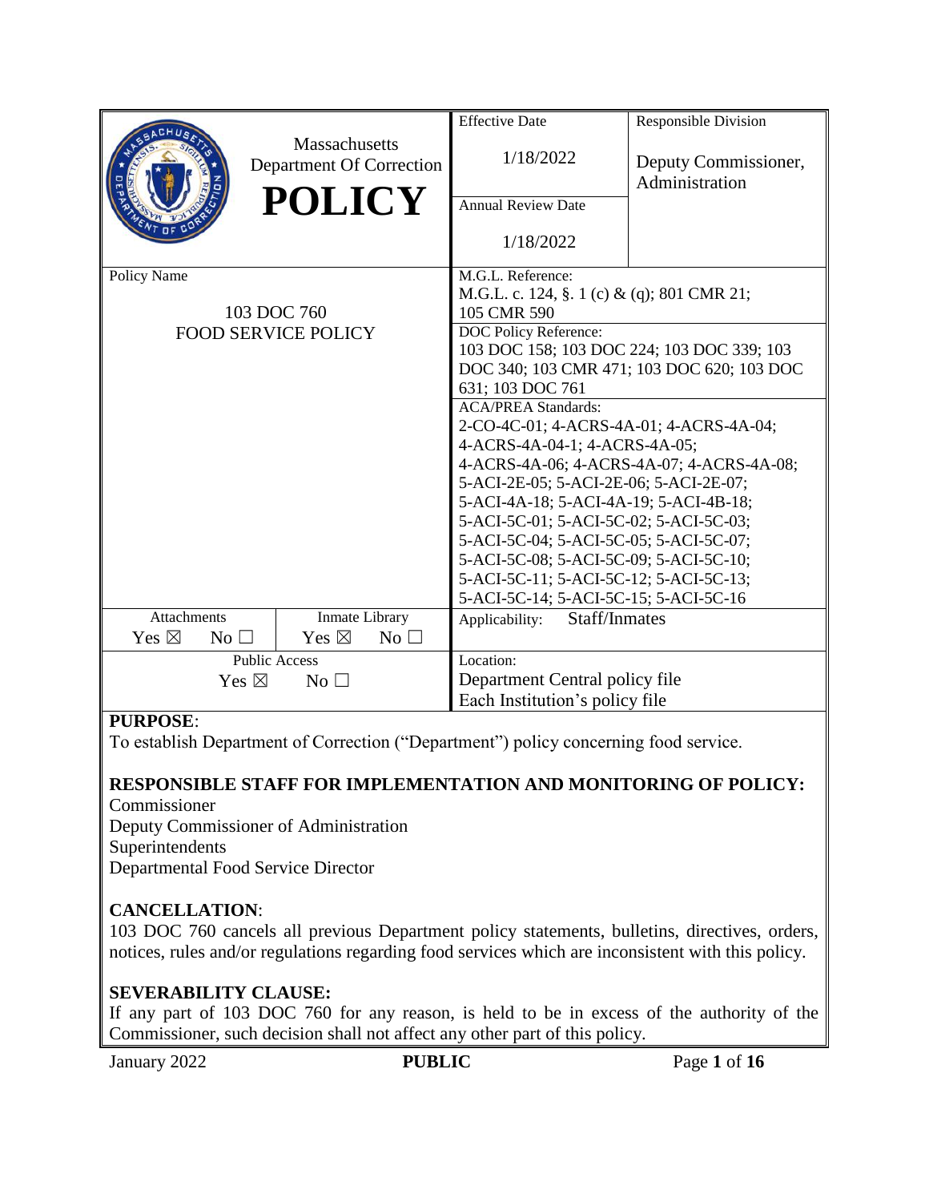| Massachusetts Department Of Correction **POLICY** | Effective Date<br>1/18/2022 | Responsible Division<br>Deputy Commissioner, Administration |
|---|---|---|
| | Annual Review Date<br>1/18/2022 | |
| Policy Name<br>103 DOC 760<br>FOOD SERVICE POLICY | M.G.L. Reference:<br>M.G.L. c. 124, §. 1 (c) & (q); 801 CMR 21; 105 CMR 590 | |
| | DOC Policy Reference:<br>103 DOC 158; 103 DOC 224; 103 DOC 339; 103 DOC 340; 103 CMR 471; 103 DOC 620; 103 DOC 631; 103 DOC 761 | |
| | ACA/PREA Standards:<br>2-CO-4C-01; 4-ACRS-4A-01; 4-ACRS-4A-04; 4-ACRS-4A-04-1; 4-ACRS-4A-05; 4-ACRS-4A-06; 4-ACRS-4A-07; 4-ACRS-4A-08; 5-ACI-2E-05; 5-ACI-2E-06; 5-ACI-2E-07; 5-ACI-4A-18; 5-ACI-4A-19; 5-ACI-4B-18; 5-ACI-5C-01; 5-ACI-5C-02; 5-ACI-5C-03; 5-ACI-5C-04; 5-ACI-5C-05; 5-ACI-5C-07; 5-ACI-5C-08; 5-ACI-5C-09; 5-ACI-5C-10; 5-ACI-5C-11; 5-ACI-5C-12; 5-ACI-5C-13; 5-ACI-5C-14; 5-ACI-5C-15; 5-ACI-5C-16 | |
| Attachments: Yes ☒ No ☐ / Inmate Library: Yes ☒ No ☐ | Applicability: Staff/Inmates | |
| Public Access: Yes ☒ No ☐ | Location:<br>Department Central policy file<br>Each Institution's policy file | |

**PURPOSE**:

To establish Department of Correction ("Department") policy concerning food service.

**RESPONSIBLE STAFF FOR IMPLEMENTATION AND MONITORING OF POLICY:**

Commissioner
Deputy Commissioner of Administration
Superintendents
Departmental Food Service Director

**CANCELLATION**:

103 DOC 760 cancels all previous Department policy statements, bulletins, directives, orders, notices, rules and/or regulations regarding food services which are inconsistent with this policy.

**SEVERABILITY CLAUSE:**

If any part of 103 DOC 760 for any reason, is held to be in excess of the authority of the Commissioner, such decision shall not affect any other part of this policy.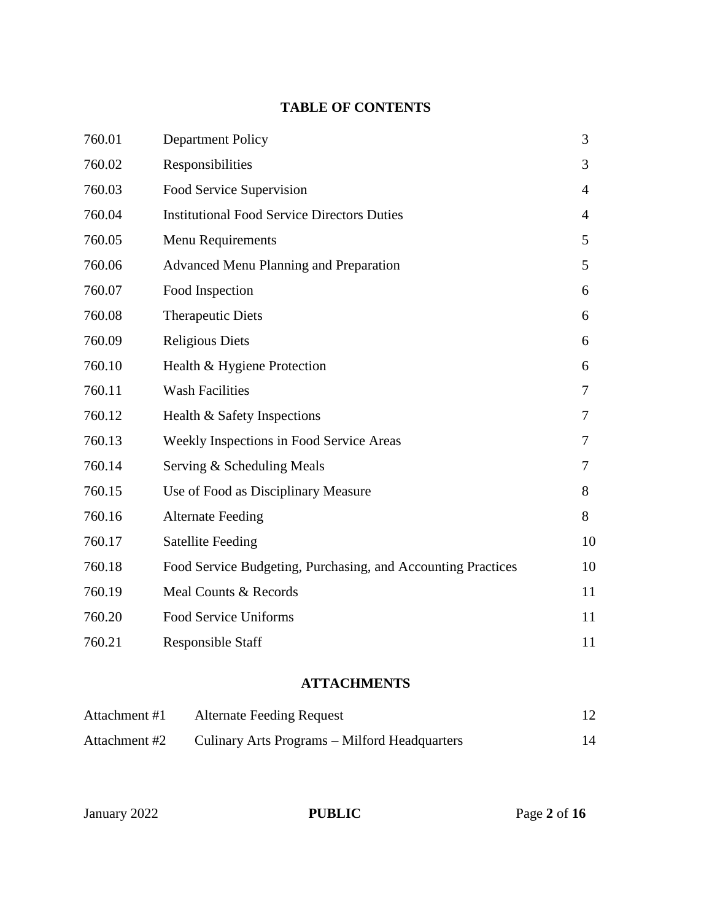## TABLE OF CONTENTS

| | | |
|---|---|---|
| 760.01 | Department Policy | 3 |
| 760.02 | Responsibilities | 3 |
| 760.03 | Food Service Supervision | 4 |
| 760.04 | Institutional Food Service Directors Duties | 4 |
| 760.05 | Menu Requirements | 5 |
| 760.06 | Advanced Menu Planning and Preparation | 5 |
| 760.07 | Food Inspection | 6 |
| 760.08 | Therapeutic Diets | 6 |
| 760.09 | Religious Diets | 6 |
| 760.10 | Health & Hygiene Protection | 6 |
| 760.11 | Wash Facilities | 7 |
| 760.12 | Health & Safety Inspections | 7 |
| 760.13 | Weekly Inspections in Food Service Areas | 7 |
| 760.14 | Serving & Scheduling Meals | 7 |
| 760.15 | Use of Food as Disciplinary Measure | 8 |
| 760.16 | Alternate Feeding | 8 |
| 760.17 | Satellite Feeding | 10 |
| 760.18 | Food Service Budgeting, Purchasing, and Accounting Practices | 10 |
| 760.19 | Meal Counts & Records | 11 |
| 760.20 | Food Service Uniforms | 11 |
| 760.21 | Responsible Staff | 11 |

## ATTACHMENTS

| | | |
|---|---|---|
| Attachment #1 | Alternate Feeding Request | 12 |
| Attachment #2 | Culinary Arts Programs – Milford Headquarters | 14 |

January 2022 **PUBLIC**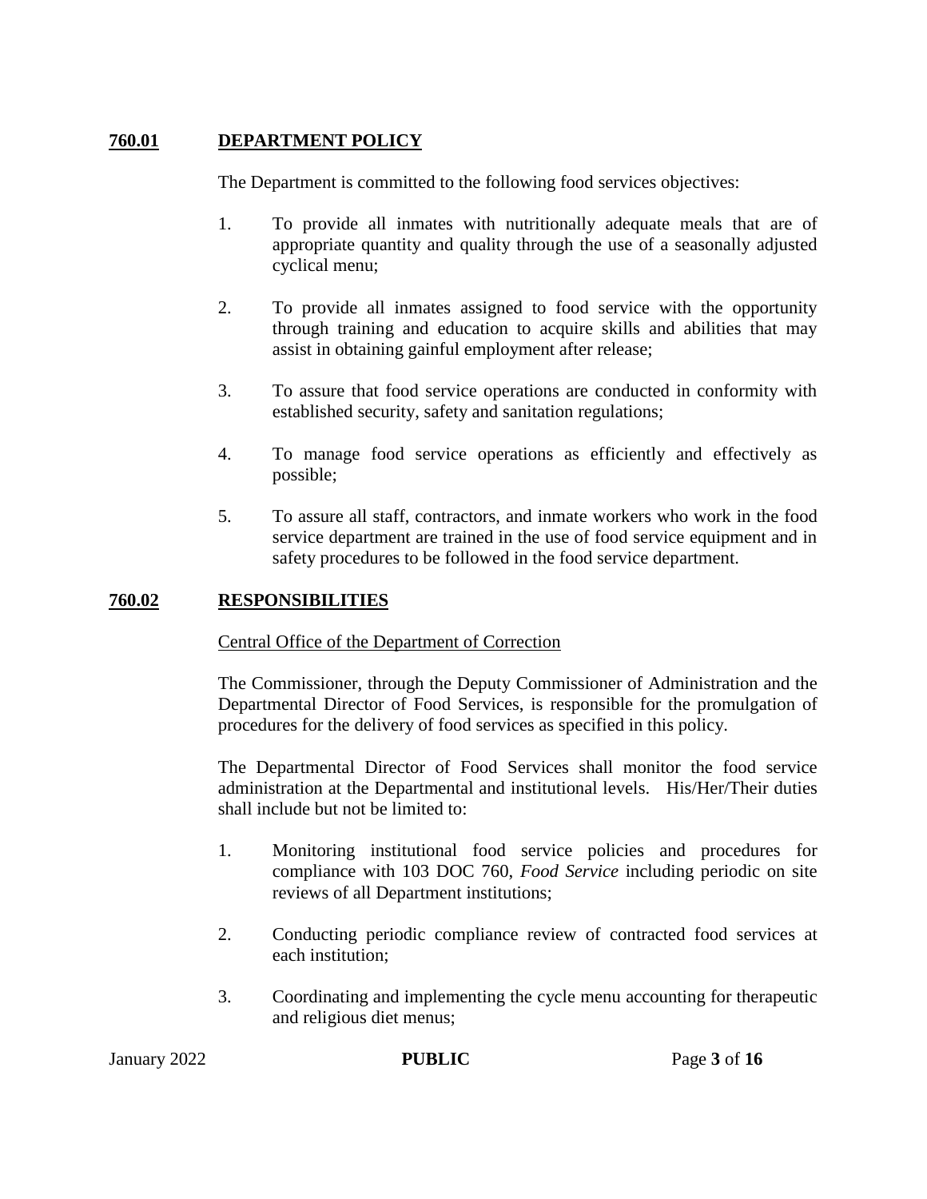## 760.01 DEPARTMENT POLICY

The Department is committed to the following food services objectives:

1. To provide all inmates with nutritionally adequate meals that are of appropriate quantity and quality through the use of a seasonally adjusted cyclical menu;

2. To provide all inmates assigned to food service with the opportunity through training and education to acquire skills and abilities that may assist in obtaining gainful employment after release;

3. To assure that food service operations are conducted in conformity with established security, safety and sanitation regulations;

4. To manage food service operations as efficiently and effectively as possible;

5. To assure all staff, contractors, and inmate workers who work in the food service department are trained in the use of food service equipment and in safety procedures to be followed in the food service department.

## 760.02 RESPONSIBILITIES

Central Office of the Department of Correction

The Commissioner, through the Deputy Commissioner of Administration and the Departmental Director of Food Services, is responsible for the promulgation of procedures for the delivery of food services as specified in this policy.

The Departmental Director of Food Services shall monitor the food service administration at the Departmental and institutional levels. His/Her/Their duties shall include but not be limited to:

1. Monitoring institutional food service policies and procedures for compliance with 103 DOC 760, *Food Service* including periodic on site reviews of all Department institutions;

2. Conducting periodic compliance review of contracted food services at each institution;

3. Coordinating and implementing the cycle menu accounting for therapeutic and religious diet menus;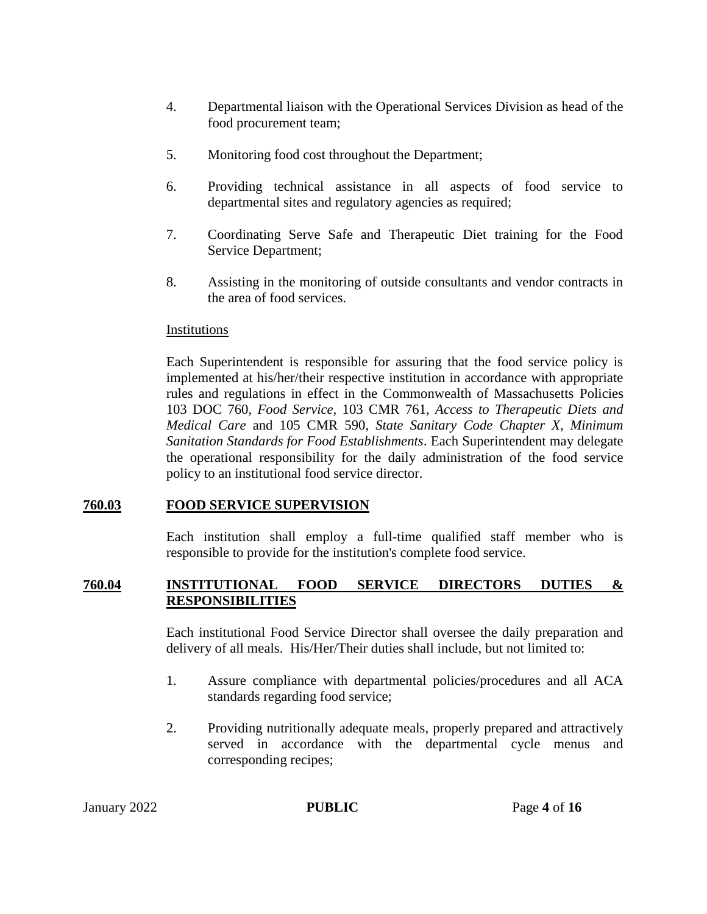4. Departmental liaison with the Operational Services Division as head of the food procurement team;

5. Monitoring food cost throughout the Department;

6. Providing technical assistance in all aspects of food service to departmental sites and regulatory agencies as required;

7. Coordinating Serve Safe and Therapeutic Diet training for the Food Service Department;

8. Assisting in the monitoring of outside consultants and vendor contracts in the area of food services.

<u>Institutions</u>

Each Superintendent is responsible for assuring that the food service policy is implemented at his/her/their respective institution in accordance with appropriate rules and regulations in effect in the Commonwealth of Massachusetts Policies 103 DOC 760, *Food Service,* 103 CMR 761, *Access to Therapeutic Diets and Medical Care* and 105 CMR 590, *State Sanitary Code Chapter X, Minimum Sanitation Standards for Food Establishments*. Each Superintendent may delegate the operational responsibility for the daily administration of the food service policy to an institutional food service director.

## 760.03 FOOD SERVICE SUPERVISION

Each institution shall employ a full-time qualified staff member who is responsible to provide for the institution's complete food service.

## 760.04 INSTITUTIONAL FOOD SERVICE DIRECTORS DUTIES & RESPONSIBILITIES

Each institutional Food Service Director shall oversee the daily preparation and delivery of all meals. His/Her/Their duties shall include, but not limited to:

1. Assure compliance with departmental policies/procedures and all ACA standards regarding food service;

2. Providing nutritionally adequate meals, properly prepared and attractively served in accordance with the departmental cycle menus and corresponding recipes;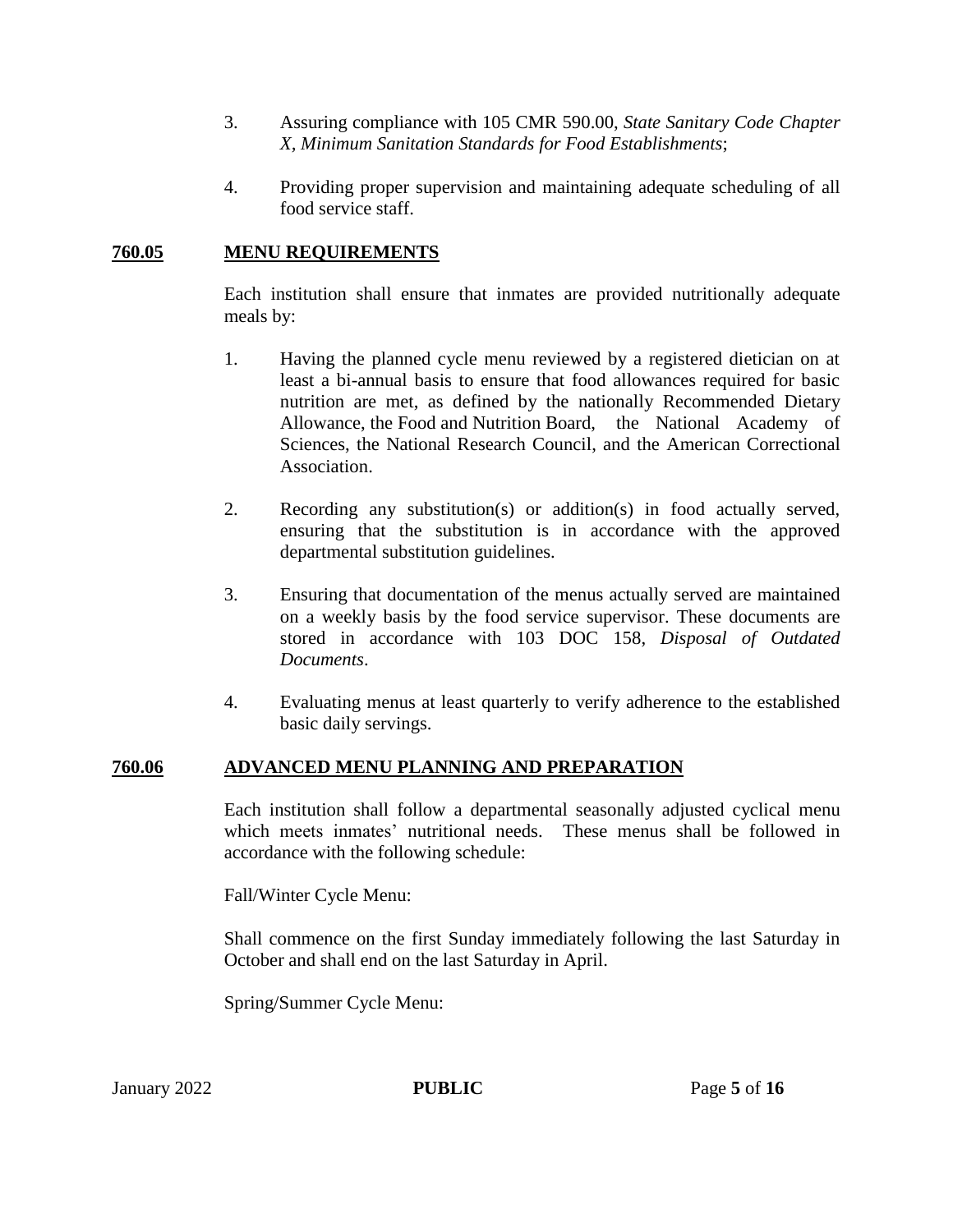3. Assuring compliance with 105 CMR 590.00, *State Sanitary Code Chapter X, Minimum Sanitation Standards for Food Establishments*;

4. Providing proper supervision and maintaining adequate scheduling of all food service staff.

## **760.05 MENU REQUIREMENTS**

Each institution shall ensure that inmates are provided nutritionally adequate meals by:

1. Having the planned cycle menu reviewed by a registered dietician on at least a bi-annual basis to ensure that food allowances required for basic nutrition are met, as defined by the nationally Recommended Dietary Allowance, the Food and Nutrition Board, the National Academy of Sciences, the National Research Council, and the American Correctional Association.

2. Recording any substitution(s) or addition(s) in food actually served, ensuring that the substitution is in accordance with the approved departmental substitution guidelines.

3. Ensuring that documentation of the menus actually served are maintained on a weekly basis by the food service supervisor. These documents are stored in accordance with 103 DOC 158, *Disposal of Outdated Documents*.

4. Evaluating menus at least quarterly to verify adherence to the established basic daily servings.

## **760.06 ADVANCED MENU PLANNING AND PREPARATION**

Each institution shall follow a departmental seasonally adjusted cyclical menu which meets inmates' nutritional needs. These menus shall be followed in accordance with the following schedule:

Fall/Winter Cycle Menu:

Shall commence on the first Sunday immediately following the last Saturday in October and shall end on the last Saturday in April.

Spring/Summer Cycle Menu: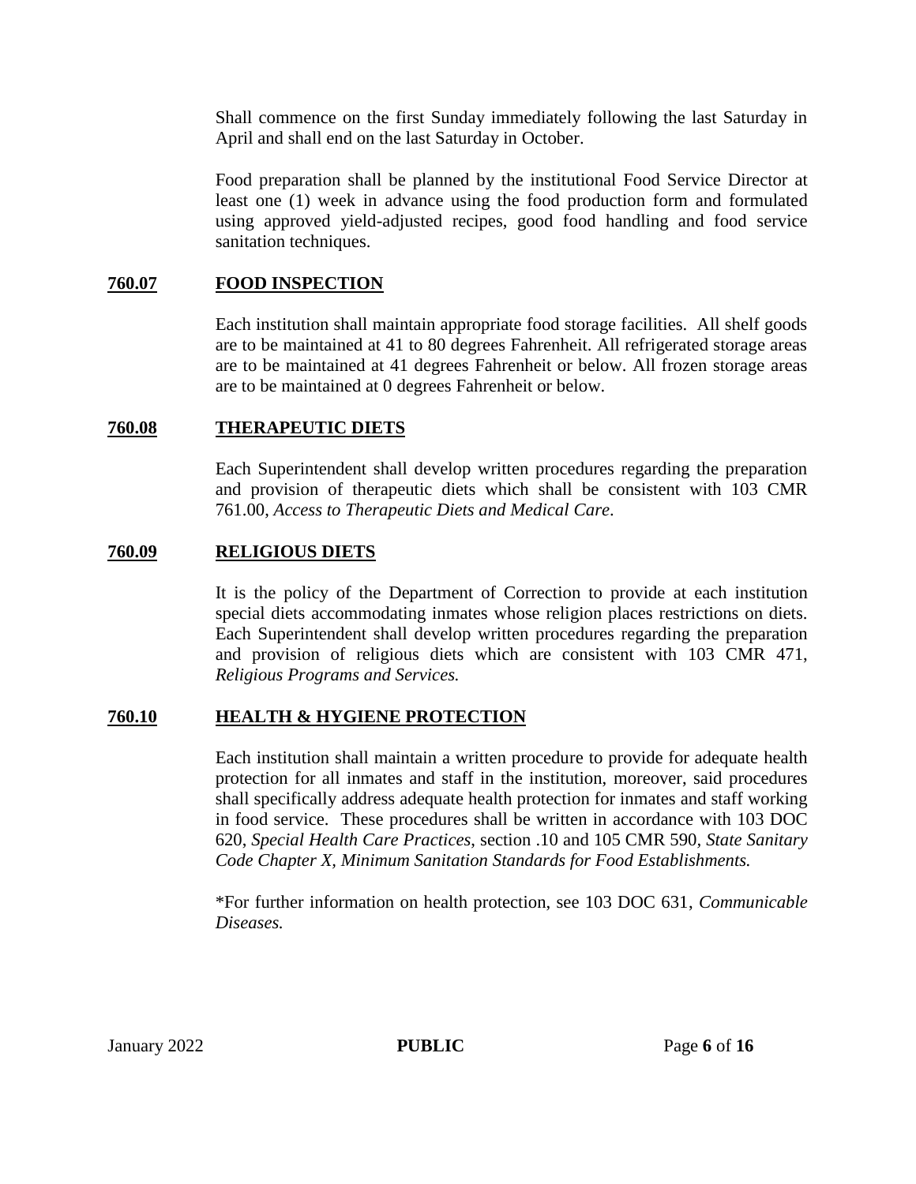Shall commence on the first Sunday immediately following the last Saturday in April and shall end on the last Saturday in October.

Food preparation shall be planned by the institutional Food Service Director at least one (1) week in advance using the food production form and formulated using approved yield-adjusted recipes, good food handling and food service sanitation techniques.

## 760.07 FOOD INSPECTION

Each institution shall maintain appropriate food storage facilities. All shelf goods are to be maintained at 41 to 80 degrees Fahrenheit. All refrigerated storage areas are to be maintained at 41 degrees Fahrenheit or below. All frozen storage areas are to be maintained at 0 degrees Fahrenheit or below.

## 760.08 THERAPEUTIC DIETS

Each Superintendent shall develop written procedures regarding the preparation and provision of therapeutic diets which shall be consistent with 103 CMR 761.00, *Access to Therapeutic Diets and Medical Care*.

## 760.09 RELIGIOUS DIETS

It is the policy of the Department of Correction to provide at each institution special diets accommodating inmates whose religion places restrictions on diets. Each Superintendent shall develop written procedures regarding the preparation and provision of religious diets which are consistent with 103 CMR 471, *Religious Programs and Services.*

## 760.10 HEALTH & HYGIENE PROTECTION

Each institution shall maintain a written procedure to provide for adequate health protection for all inmates and staff in the institution, moreover, said procedures shall specifically address adequate health protection for inmates and staff working in food service. These procedures shall be written in accordance with 103 DOC 620, *Special Health Care Practices*, section .10 and 105 CMR 590, *State Sanitary Code Chapter X, Minimum Sanitation Standards for Food Establishments.*

*For further information on health protection, see 103 DOC 631, *Communicable Diseases.*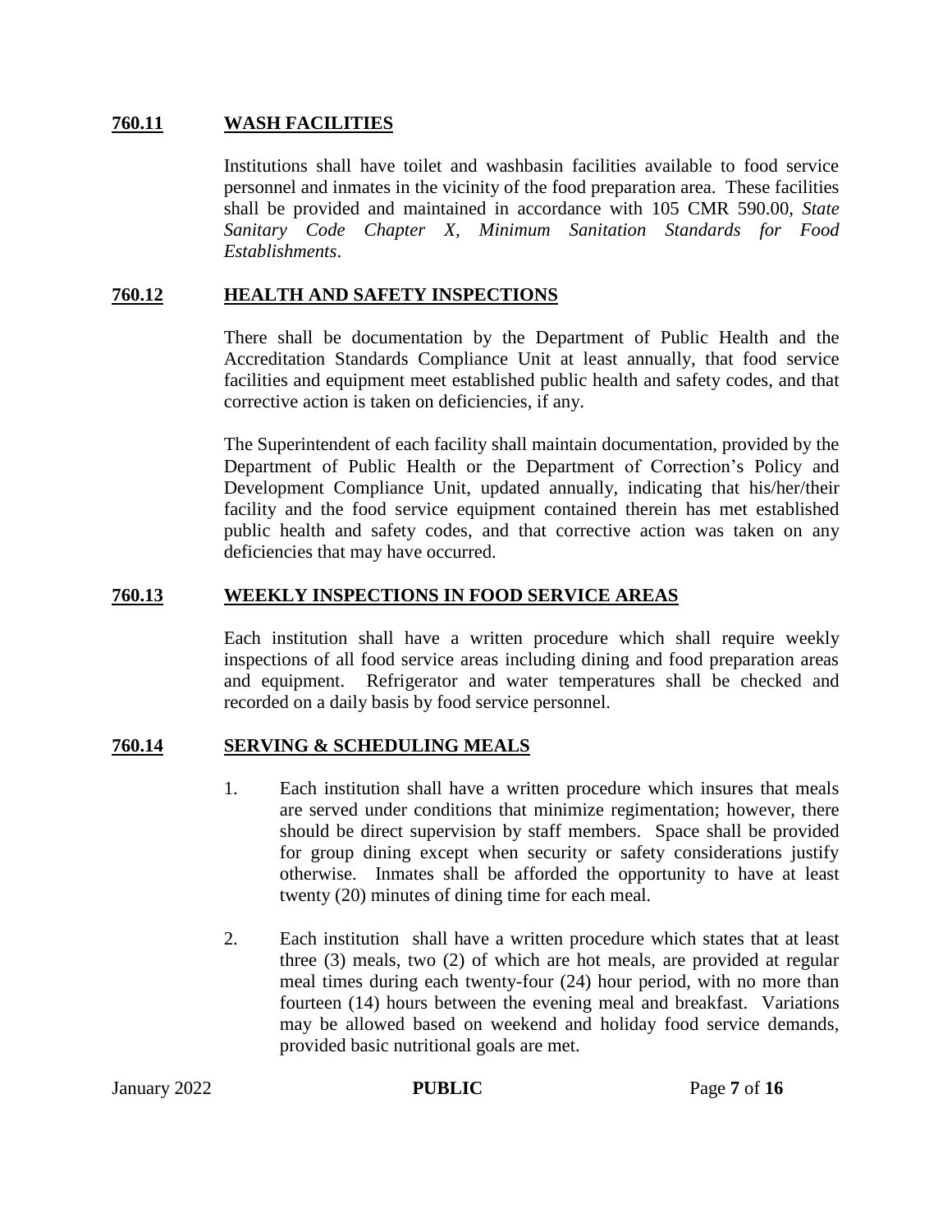## 760.11 WASH FACILITIES

Institutions shall have toilet and washbasin facilities available to food service personnel and inmates in the vicinity of the food preparation area. These facilities shall be provided and maintained in accordance with 105 CMR 590.00, *State Sanitary Code Chapter X, Minimum Sanitation Standards for Food Establishments*.

## 760.12 HEALTH AND SAFETY INSPECTIONS

There shall be documentation by the Department of Public Health and the Accreditation Standards Compliance Unit at least annually, that food service facilities and equipment meet established public health and safety codes, and that corrective action is taken on deficiencies, if any.

The Superintendent of each facility shall maintain documentation, provided by the Department of Public Health or the Department of Correction's Policy and Development Compliance Unit, updated annually, indicating that his/her/their facility and the food service equipment contained therein has met established public health and safety codes, and that corrective action was taken on any deficiencies that may have occurred.

## 760.13 WEEKLY INSPECTIONS IN FOOD SERVICE AREAS

Each institution shall have a written procedure which shall require weekly inspections of all food service areas including dining and food preparation areas and equipment. Refrigerator and water temperatures shall be checked and recorded on a daily basis by food service personnel.

## 760.14 SERVING & SCHEDULING MEALS

1. Each institution shall have a written procedure which insures that meals are served under conditions that minimize regimentation; however, there should be direct supervision by staff members. Space shall be provided for group dining except when security or safety considerations justify otherwise. Inmates shall be afforded the opportunity to have at least twenty (20) minutes of dining time for each meal.

2. Each institution shall have a written procedure which states that at least three (3) meals, two (2) of which are hot meals, are provided at regular meal times during each twenty-four (24) hour period, with no more than fourteen (14) hours between the evening meal and breakfast. Variations may be allowed based on weekend and holiday food service demands, provided basic nutritional goals are met.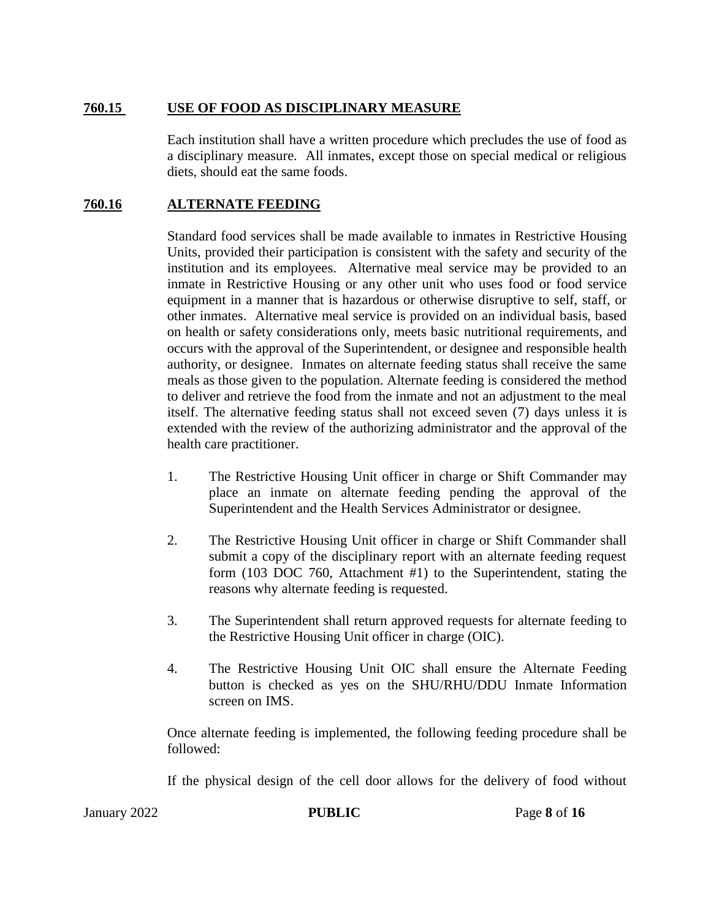## 760.15 USE OF FOOD AS DISCIPLINARY MEASURE

Each institution shall have a written procedure which precludes the use of food as a disciplinary measure. All inmates, except those on special medical or religious diets, should eat the same foods.

## 760.16 ALTERNATE FEEDING

Standard food services shall be made available to inmates in Restrictive Housing Units, provided their participation is consistent with the safety and security of the institution and its employees. Alternative meal service may be provided to an inmate in Restrictive Housing or any other unit who uses food or food service equipment in a manner that is hazardous or otherwise disruptive to self, staff, or other inmates. Alternative meal service is provided on an individual basis, based on health or safety considerations only, meets basic nutritional requirements, and occurs with the approval of the Superintendent, or designee and responsible health authority, or designee. Inmates on alternate feeding status shall receive the same meals as those given to the population. Alternate feeding is considered the method to deliver and retrieve the food from the inmate and not an adjustment to the meal itself. The alternative feeding status shall not exceed seven (7) days unless it is extended with the review of the authorizing administrator and the approval of the health care practitioner.

1. The Restrictive Housing Unit officer in charge or Shift Commander may place an inmate on alternate feeding pending the approval of the Superintendent and the Health Services Administrator or designee.

2. The Restrictive Housing Unit officer in charge or Shift Commander shall submit a copy of the disciplinary report with an alternate feeding request form (103 DOC 760, Attachment #1) to the Superintendent, stating the reasons why alternate feeding is requested.

3. The Superintendent shall return approved requests for alternate feeding to the Restrictive Housing Unit officer in charge (OIC).

4. The Restrictive Housing Unit OIC shall ensure the Alternate Feeding button is checked as yes on the SHU/RHU/DDU Inmate Information screen on IMS.

Once alternate feeding is implemented, the following feeding procedure shall be followed:

If the physical design of the cell door allows for the delivery of food without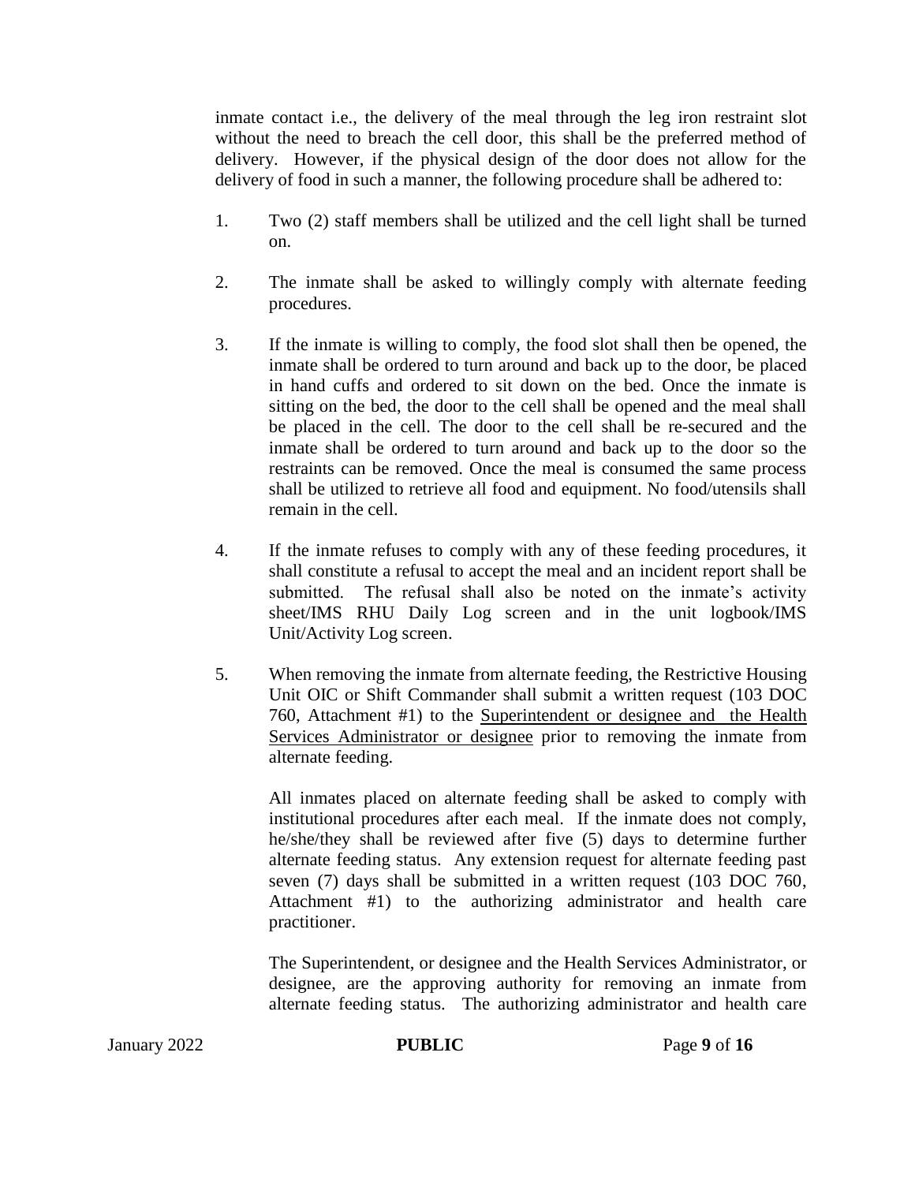inmate contact i.e., the delivery of the meal through the leg iron restraint slot without the need to breach the cell door, this shall be the preferred method of delivery. However, if the physical design of the door does not allow for the delivery of food in such a manner, the following procedure shall be adhered to:

1. Two (2) staff members shall be utilized and the cell light shall be turned on.

2. The inmate shall be asked to willingly comply with alternate feeding procedures.

3. If the inmate is willing to comply, the food slot shall then be opened, the inmate shall be ordered to turn around and back up to the door, be placed in hand cuffs and ordered to sit down on the bed. Once the inmate is sitting on the bed, the door to the cell shall be opened and the meal shall be placed in the cell. The door to the cell shall be re-secured and the inmate shall be ordered to turn around and back up to the door so the restraints can be removed. Once the meal is consumed the same process shall be utilized to retrieve all food and equipment. No food/utensils shall remain in the cell.

4. If the inmate refuses to comply with any of these feeding procedures, it shall constitute a refusal to accept the meal and an incident report shall be submitted. The refusal shall also be noted on the inmate's activity sheet/IMS RHU Daily Log screen and in the unit logbook/IMS Unit/Activity Log screen.

5. When removing the inmate from alternate feeding, the Restrictive Housing Unit OIC or Shift Commander shall submit a written request (103 DOC 760, Attachment #1) to the <u>Superintendent or designee and the Health Services Administrator or designee</u> prior to removing the inmate from alternate feeding.

   All inmates placed on alternate feeding shall be asked to comply with institutional procedures after each meal. If the inmate does not comply, he/she/they shall be reviewed after five (5) days to determine further alternate feeding status. Any extension request for alternate feeding past seven (7) days shall be submitted in a written request (103 DOC 760, Attachment #1) to the authorizing administrator and health care practitioner.

   The Superintendent, or designee and the Health Services Administrator, or designee, are the approving authority for removing an inmate from alternate feeding status. The authorizing administrator and health care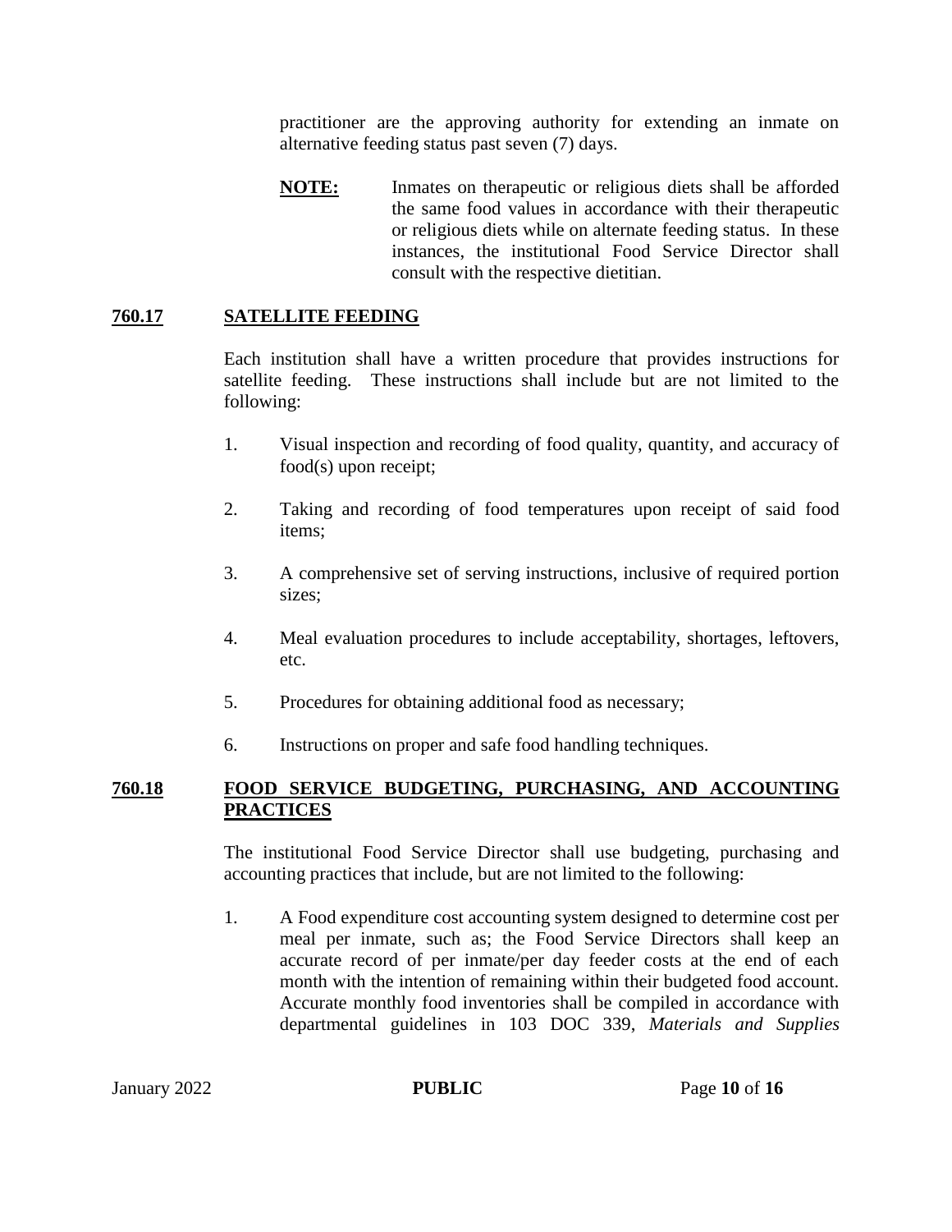practitioner are the approving authority for extending an inmate on alternative feeding status past seven (7) days.

**NOTE:** Inmates on therapeutic or religious diets shall be afforded the same food values in accordance with their therapeutic or religious diets while on alternate feeding status. In these instances, the institutional Food Service Director shall consult with the respective dietitian.

## 760.17 SATELLITE FEEDING

Each institution shall have a written procedure that provides instructions for satellite feeding. These instructions shall include but are not limited to the following:

1. Visual inspection and recording of food quality, quantity, and accuracy of food(s) upon receipt;
2. Taking and recording of food temperatures upon receipt of said food items;
3. A comprehensive set of serving instructions, inclusive of required portion sizes;
4. Meal evaluation procedures to include acceptability, shortages, leftovers, etc.
5. Procedures for obtaining additional food as necessary;
6. Instructions on proper and safe food handling techniques.

## 760.18 FOOD SERVICE BUDGETING, PURCHASING, AND ACCOUNTING PRACTICES

The institutional Food Service Director shall use budgeting, purchasing and accounting practices that include, but are not limited to the following:

1. A Food expenditure cost accounting system designed to determine cost per meal per inmate, such as; the Food Service Directors shall keep an accurate record of per inmate/per day feeder costs at the end of each month with the intention of remaining within their budgeted food account. Accurate monthly food inventories shall be compiled in accordance with departmental guidelines in 103 DOC 339, *Materials and Supplies*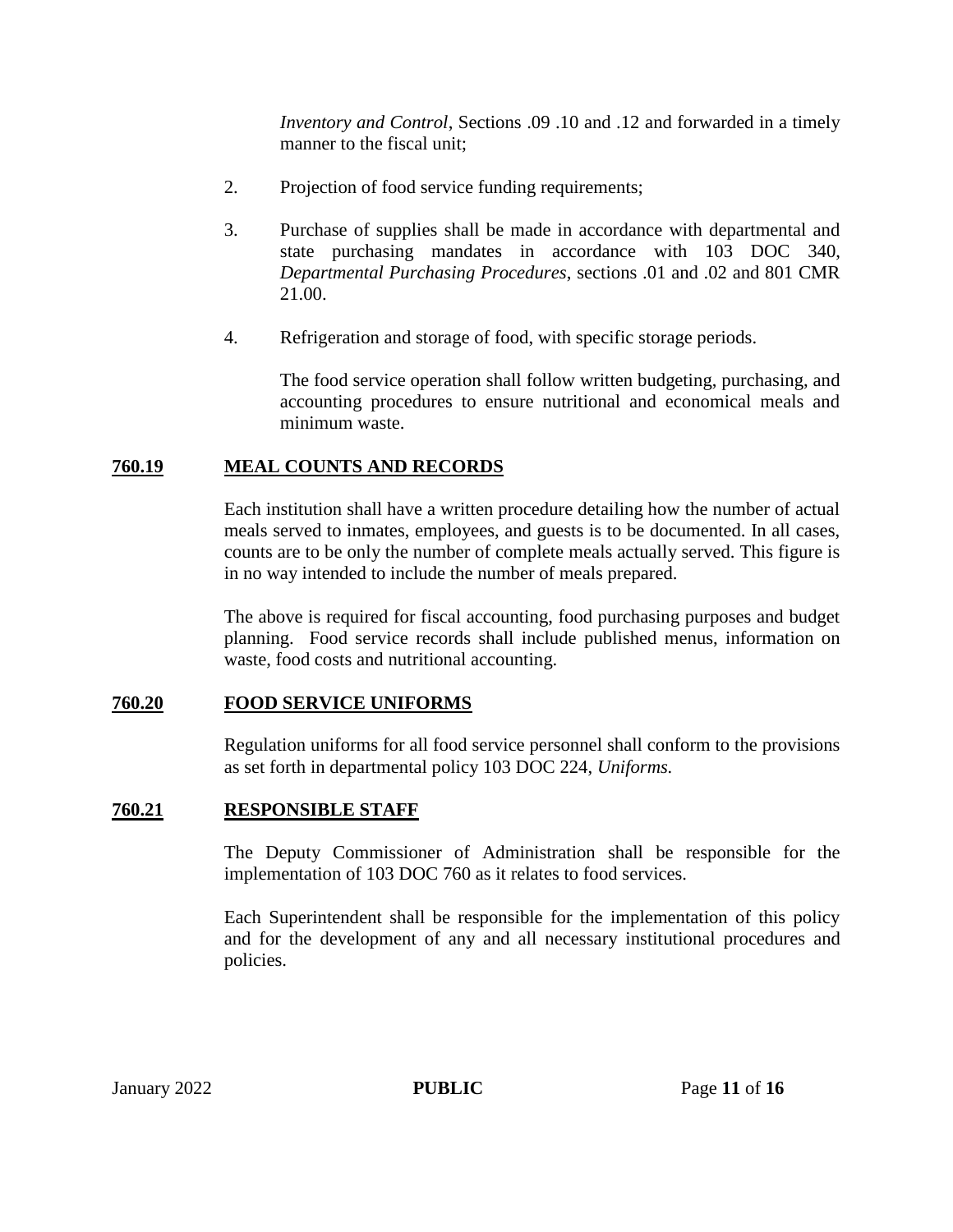*Inventory and Control*, Sections .09 .10 and .12 and forwarded in a timely manner to the fiscal unit;

2. Projection of food service funding requirements;

3. Purchase of supplies shall be made in accordance with departmental and state purchasing mandates in accordance with 103 DOC 340, *Departmental Purchasing Procedures*, sections .01 and .02 and 801 CMR 21.00.

4. Refrigeration and storage of food, with specific storage periods.

   The food service operation shall follow written budgeting, purchasing, and accounting procedures to ensure nutritional and economical meals and minimum waste.

## 760.19 MEAL COUNTS AND RECORDS

Each institution shall have a written procedure detailing how the number of actual meals served to inmates, employees, and guests is to be documented. In all cases, counts are to be only the number of complete meals actually served. This figure is in no way intended to include the number of meals prepared.

The above is required for fiscal accounting, food purchasing purposes and budget planning. Food service records shall include published menus, information on waste, food costs and nutritional accounting.

## 760.20 FOOD SERVICE UNIFORMS

Regulation uniforms for all food service personnel shall conform to the provisions as set forth in departmental policy 103 DOC 224, *Uniforms.*

## 760.21 RESPONSIBLE STAFF

The Deputy Commissioner of Administration shall be responsible for the implementation of 103 DOC 760 as it relates to food services.

Each Superintendent shall be responsible for the implementation of this policy and for the development of any and all necessary institutional procedures and policies.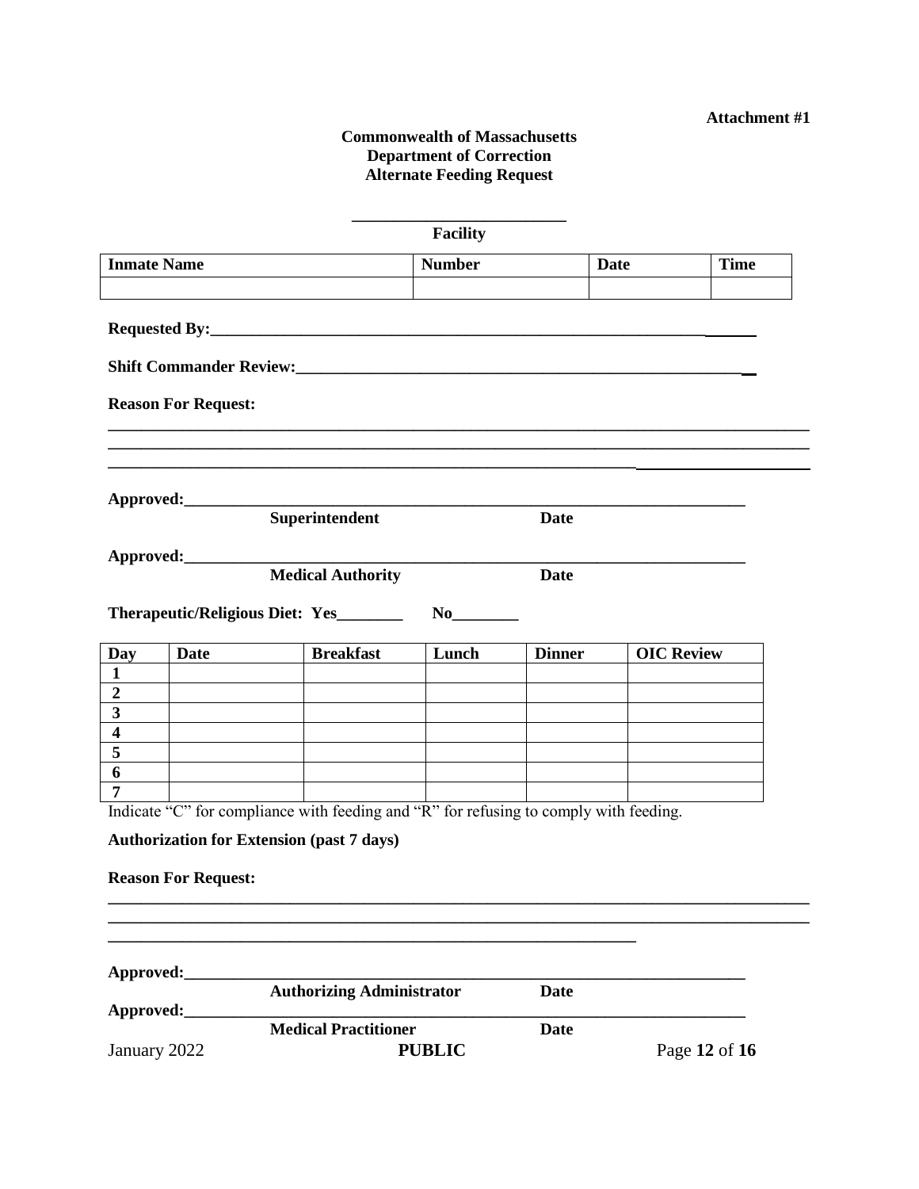**Attachment #1**

**Commonwealth of Massachusetts**
**Department of Correction**
**Alternate Feeding Request**

___________________________
**Facility**

| Inmate Name | Number | Date | Time |
|---|---|---|---|
| | | | |

**Requested By:**_______________________________________________________________

**Shift Commander Review:**_______________________________________________________

**Reason For Request:**

______________________________________________________________________________
______________________________________________________________________________
______________________________________________________________________________

**Approved:**_________________________________________________________________
**Superintendent** **Date**

**Approved:**_________________________________________________________________
**Medical Authority** **Date**

**Therapeutic/Religious Diet: Yes**________ **No**________

| Day | Date | Breakfast | Lunch | Dinner | OIC Review |
|---|---|---|---|---|---|
| 1 | | | | | |
| 2 | | | | | |
| 3 | | | | | |
| 4 | | | | | |
| 5 | | | | | |
| 6 | | | | | |
| 7 | | | | | |

Indicate "C" for compliance with feeding and "R" for refusing to comply with feeding.

**Authorization for Extension (past 7 days)**

**Reason For Request:**

______________________________________________________________________________
______________________________________________________________________________
_______________________________________________________________

**Approved:**_________________________________________________________________
**Authorizing Administrator** **Date**

**Approved:**_________________________________________________________________
**Medical Practitioner** **Date**

January 2022 **PUBLIC**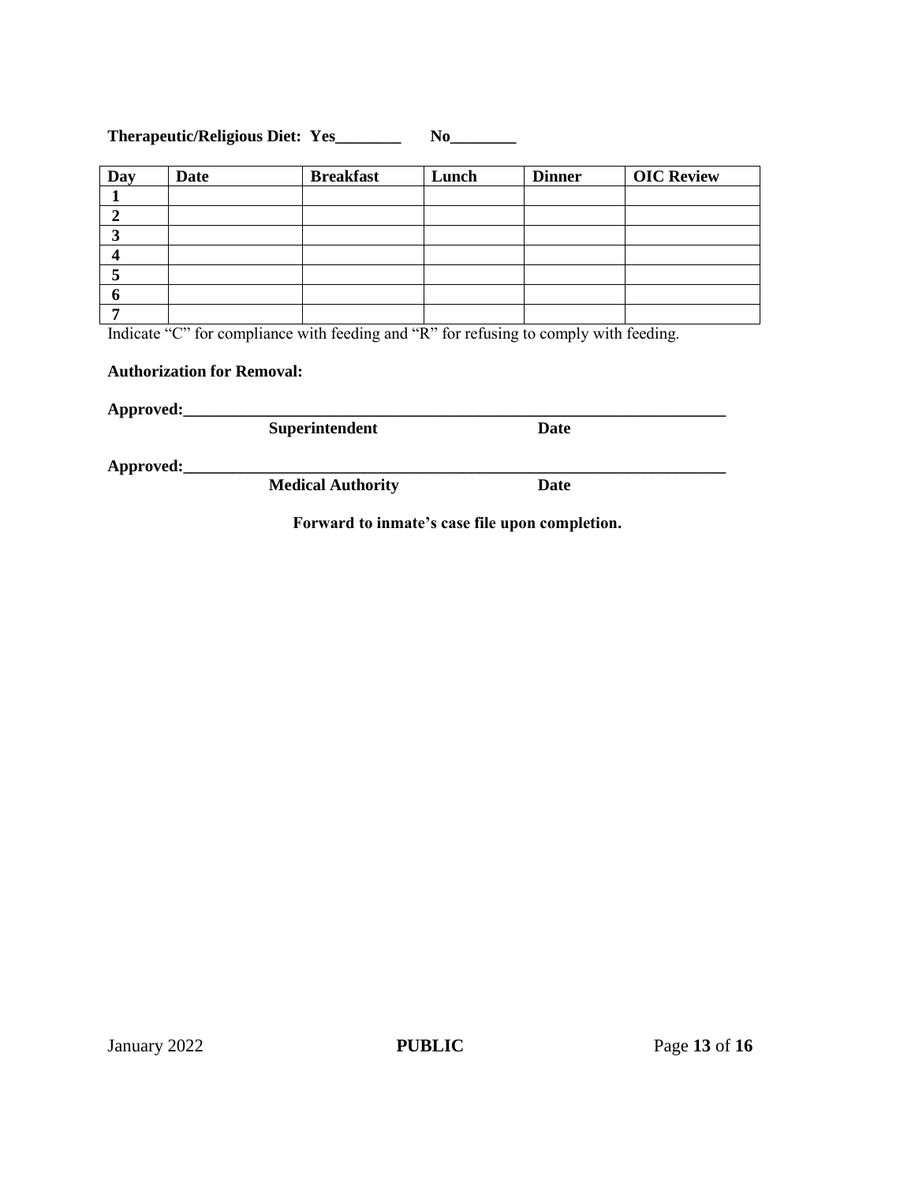**Therapeutic/Religious Diet: Yes________ No________**

| Day | Date | Breakfast | Lunch | Dinner | OIC Review |
|---|---|---|---|---|---|
| **1** | | | | | |
| **2** | | | | | |
| **3** | | | | | |
| **4** | | | | | |
| **5** | | | | | |
| **6** | | | | | |
| **7** | | | | | |

Indicate "C" for compliance with feeding and "R" for refusing to comply with feeding.

**Authorization for Removal:**

**Approved:_______________________________________________________________________**
**Superintendent Date**

**Approved:_______________________________________________________________________**
**Medical Authority Date**

**Forward to inmate's case file upon completion.**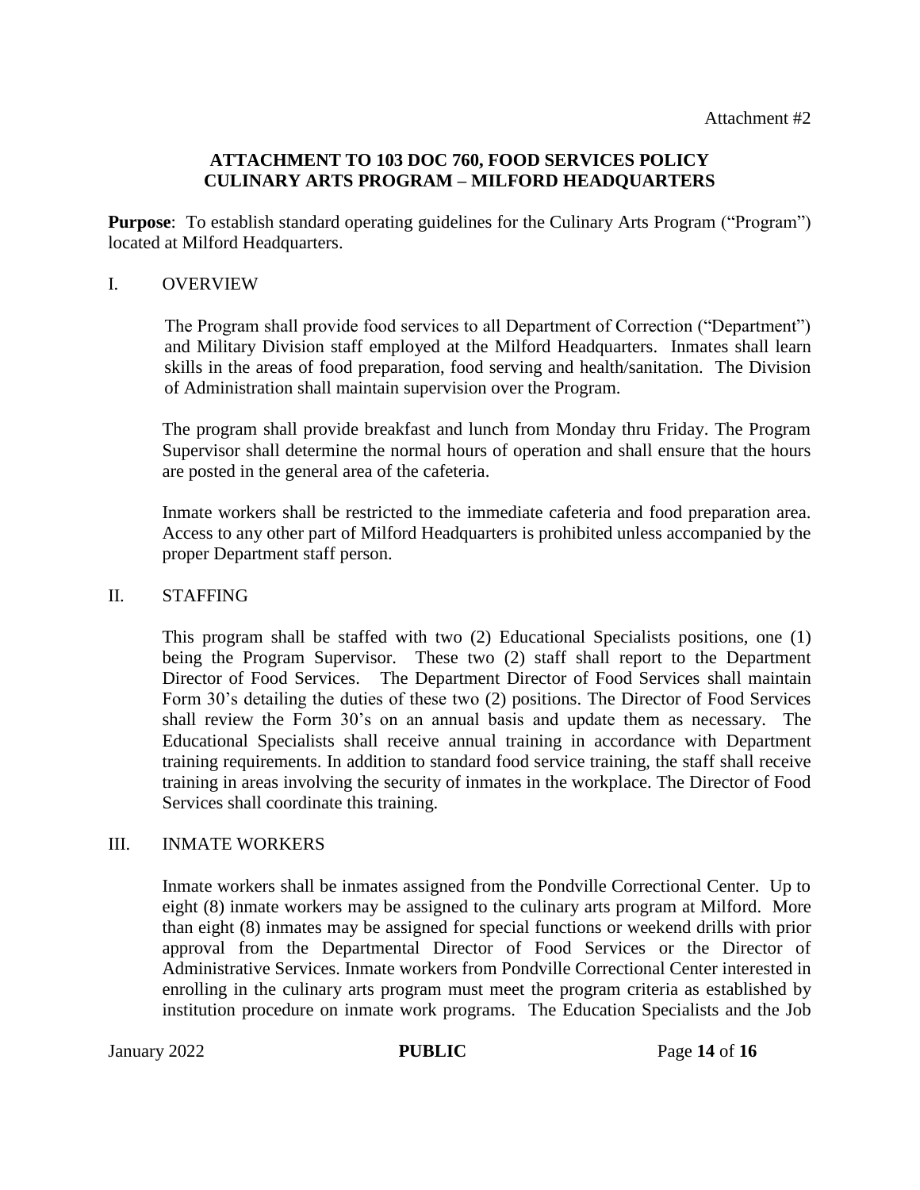Attachment #2

**ATTACHMENT TO 103 DOC 760, FOOD SERVICES POLICY**
**CULINARY ARTS PROGRAM – MILFORD HEADQUARTERS**

**Purpose**: To establish standard operating guidelines for the Culinary Arts Program ("Program") located at Milford Headquarters.

## I. OVERVIEW

The Program shall provide food services to all Department of Correction ("Department") and Military Division staff employed at the Milford Headquarters. Inmates shall learn skills in the areas of food preparation, food serving and health/sanitation. The Division of Administration shall maintain supervision over the Program.

The program shall provide breakfast and lunch from Monday thru Friday. The Program Supervisor shall determine the normal hours of operation and shall ensure that the hours are posted in the general area of the cafeteria.

Inmate workers shall be restricted to the immediate cafeteria and food preparation area. Access to any other part of Milford Headquarters is prohibited unless accompanied by the proper Department staff person.

## II. STAFFING

This program shall be staffed with two (2) Educational Specialists positions, one (1) being the Program Supervisor. These two (2) staff shall report to the Department Director of Food Services. The Department Director of Food Services shall maintain Form 30's detailing the duties of these two (2) positions. The Director of Food Services shall review the Form 30's on an annual basis and update them as necessary. The Educational Specialists shall receive annual training in accordance with Department training requirements. In addition to standard food service training, the staff shall receive training in areas involving the security of inmates in the workplace. The Director of Food Services shall coordinate this training.

## III. INMATE WORKERS

Inmate workers shall be inmates assigned from the Pondville Correctional Center. Up to eight (8) inmate workers may be assigned to the culinary arts program at Milford. More than eight (8) inmates may be assigned for special functions or weekend drills with prior approval from the Departmental Director of Food Services or the Director of Administrative Services. Inmate workers from Pondville Correctional Center interested in enrolling in the culinary arts program must meet the program criteria as established by institution procedure on inmate work programs. The Education Specialists and the Job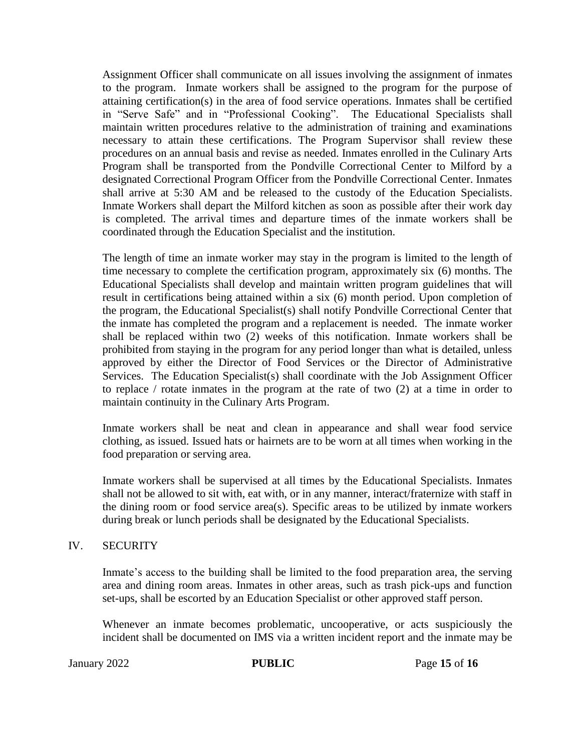Assignment Officer shall communicate on all issues involving the assignment of inmates to the program. Inmate workers shall be assigned to the program for the purpose of attaining certification(s) in the area of food service operations. Inmates shall be certified in "Serve Safe" and in "Professional Cooking". The Educational Specialists shall maintain written procedures relative to the administration of training and examinations necessary to attain these certifications. The Program Supervisor shall review these procedures on an annual basis and revise as needed. Inmates enrolled in the Culinary Arts Program shall be transported from the Pondville Correctional Center to Milford by a designated Correctional Program Officer from the Pondville Correctional Center. Inmates shall arrive at 5:30 AM and be released to the custody of the Education Specialists. Inmate Workers shall depart the Milford kitchen as soon as possible after their work day is completed. The arrival times and departure times of the inmate workers shall be coordinated through the Education Specialist and the institution.

The length of time an inmate worker may stay in the program is limited to the length of time necessary to complete the certification program, approximately six (6) months. The Educational Specialists shall develop and maintain written program guidelines that will result in certifications being attained within a six (6) month period. Upon completion of the program, the Educational Specialist(s) shall notify Pondville Correctional Center that the inmate has completed the program and a replacement is needed. The inmate worker shall be replaced within two (2) weeks of this notification. Inmate workers shall be prohibited from staying in the program for any period longer than what is detailed, unless approved by either the Director of Food Services or the Director of Administrative Services. The Education Specialist(s) shall coordinate with the Job Assignment Officer to replace / rotate inmates in the program at the rate of two (2) at a time in order to maintain continuity in the Culinary Arts Program.

Inmate workers shall be neat and clean in appearance and shall wear food service clothing, as issued. Issued hats or hairnets are to be worn at all times when working in the food preparation or serving area.

Inmate workers shall be supervised at all times by the Educational Specialists. Inmates shall not be allowed to sit with, eat with, or in any manner, interact/fraternize with staff in the dining room or food service area(s). Specific areas to be utilized by inmate workers during break or lunch periods shall be designated by the Educational Specialists.

## IV. SECURITY

Inmate's access to the building shall be limited to the food preparation area, the serving area and dining room areas. Inmates in other areas, such as trash pick-ups and function set-ups, shall be escorted by an Education Specialist or other approved staff person.

Whenever an inmate becomes problematic, uncooperative, or acts suspiciously the incident shall be documented on IMS via a written incident report and the inmate may be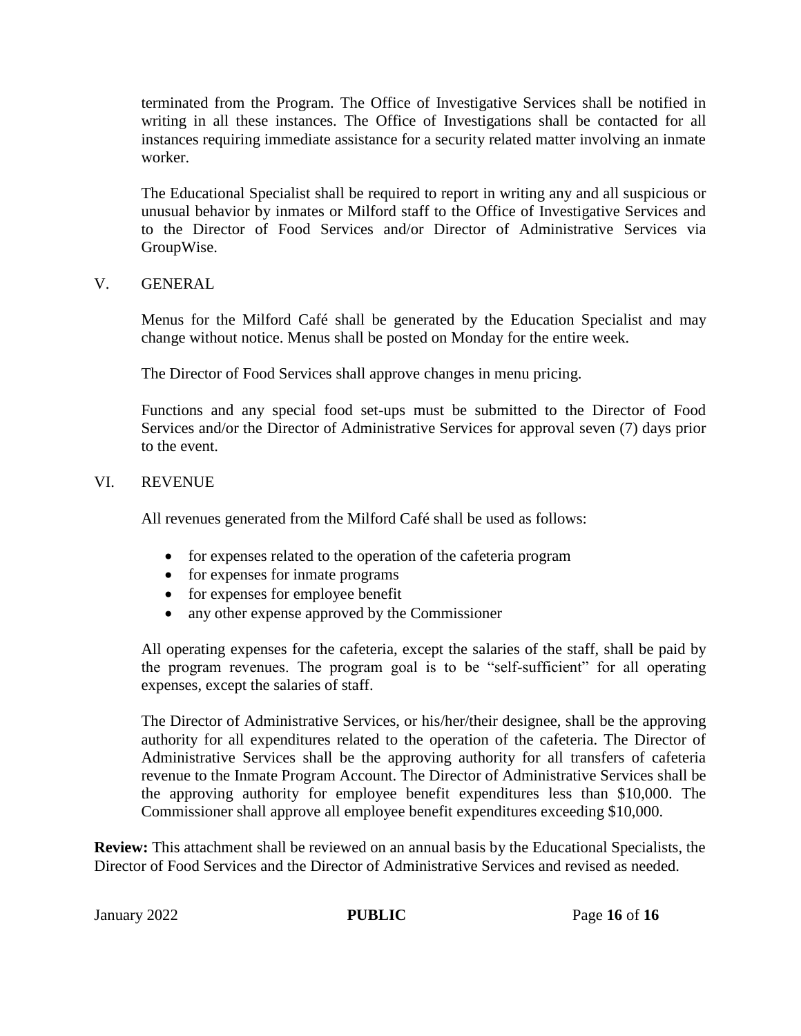terminated from the Program. The Office of Investigative Services shall be notified in writing in all these instances. The Office of Investigations shall be contacted for all instances requiring immediate assistance for a security related matter involving an inmate worker.

The Educational Specialist shall be required to report in writing any and all suspicious or unusual behavior by inmates or Milford staff to the Office of Investigative Services and to the Director of Food Services and/or Director of Administrative Services via GroupWise.

## V. GENERAL

Menus for the Milford Café shall be generated by the Education Specialist and may change without notice. Menus shall be posted on Monday for the entire week.

The Director of Food Services shall approve changes in menu pricing.

Functions and any special food set-ups must be submitted to the Director of Food Services and/or the Director of Administrative Services for approval seven (7) days prior to the event.

## VI. REVENUE

All revenues generated from the Milford Café shall be used as follows:

- for expenses related to the operation of the cafeteria program
- for expenses for inmate programs
- for expenses for employee benefit
- any other expense approved by the Commissioner

All operating expenses for the cafeteria, except the salaries of the staff, shall be paid by the program revenues. The program goal is to be "self-sufficient" for all operating expenses, except the salaries of staff.

The Director of Administrative Services, or his/her/their designee, shall be the approving authority for all expenditures related to the operation of the cafeteria. The Director of Administrative Services shall be the approving authority for all transfers of cafeteria revenue to the Inmate Program Account. The Director of Administrative Services shall be the approving authority for employee benefit expenditures less than $10,000. The Commissioner shall approve all employee benefit expenditures exceeding $10,000.

**Review:** This attachment shall be reviewed on an annual basis by the Educational Specialists, the Director of Food Services and the Director of Administrative Services and revised as needed.